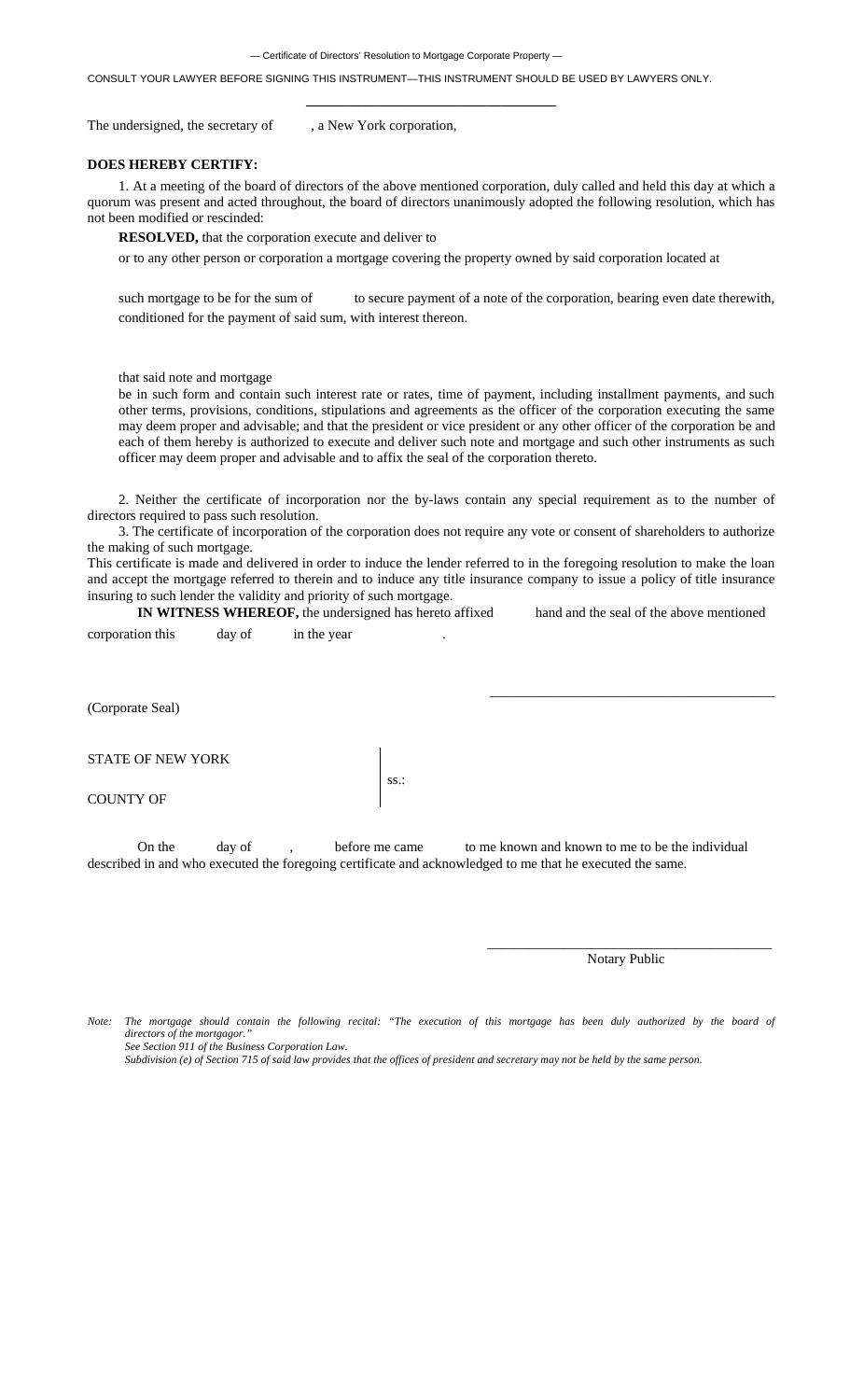— Certificate of Directors' Resolution to Mortgage Corporate Property —

CONSULT YOUR LAWYER BEFORE SIGNING THIS INSTRUMENT—THIS INSTRUMENT SHOULD BE USED BY LAWYERS ONLY.

---

The undersigned, the secretary of , a New York corporation,

**DOES HEREBY CERTIFY:**

1. At a meeting of the board of directors of the above mentioned corporation, duly called and held this day at which a quorum was present and acted throughout, the board of directors unanimously adopted the following resolution, which has not been modified or rescinded:

**RESOLVED,** that the corporation execute and deliver to

or to any other person or corporation a mortgage covering the property owned by said corporation located at

such mortgage to be for the sum of to secure payment of a note of the corporation, bearing even date therewith, conditioned for the payment of said sum, with interest thereon.

that said note and mortgage
be in such form and contain such interest rate or rates, time of payment, including installment payments, and such other terms, provisions, conditions, stipulations and agreements as the officer of the corporation executing the same may deem proper and advisable; and that the president or vice president or any other officer of the corporation be and each of them hereby is authorized to execute and deliver such note and mortgage and such other instruments as such officer may deem proper and advisable and to affix the seal of the corporation thereto.

2. Neither the certificate of incorporation nor the by-laws contain any special requirement as to the number of directors required to pass such resolution.

3. The certificate of incorporation of the corporation does not require any vote or consent of shareholders to authorize the making of such mortgage.

This certificate is made and delivered in order to induce the lender referred to in the foregoing resolution to make the loan and accept the mortgage referred to therein and to induce any title insurance company to issue a policy of title insurance insuring to such lender the validity and priority of such mortgage.

**IN WITNESS WHEREOF,** the undersigned has hereto affixed hand and the seal of the above mentioned corporation this day of in the year .

______________________________

(Corporate Seal)

STATE OF NEW YORK
ss.:
COUNTY OF

On the day of , before me came to me known and known to me to be the individual described in and who executed the foregoing certificate and acknowledged to me that he executed the same.

______________________________
Notary Public

*Note: The mortgage should contain the following recital: "The execution of this mortgage has been duly authorized by the board of directors of the mortgagor."*
*See Section 911 of the Business Corporation Law.*
*Subdivision (e) of Section 715 of said law provides that the offices of president and secretary may not be held by the same person.*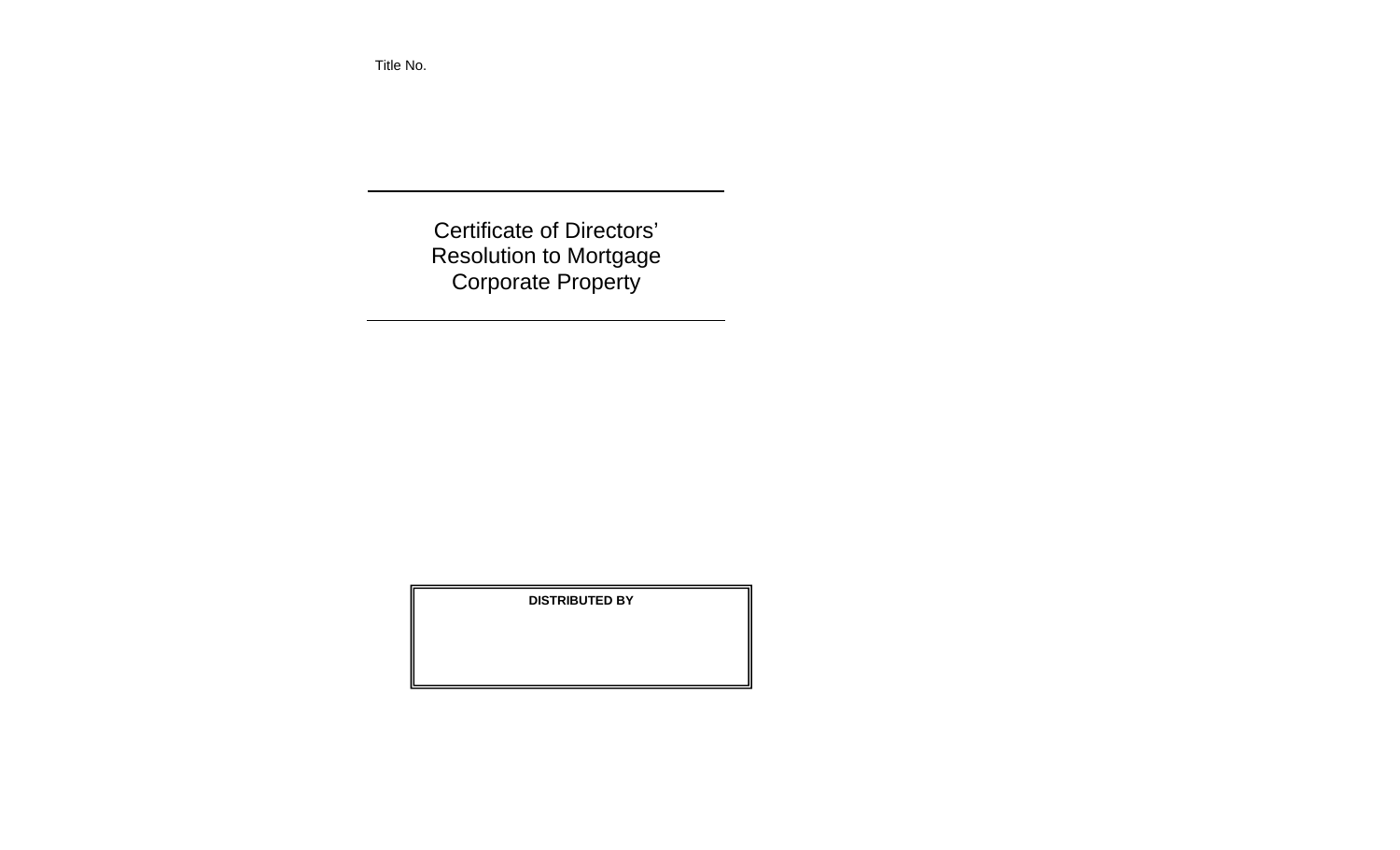Title No.

---

## Certificate of Directors' Resolution to Mortgage Corporate Property

---

**DISTRIBUTED BY**